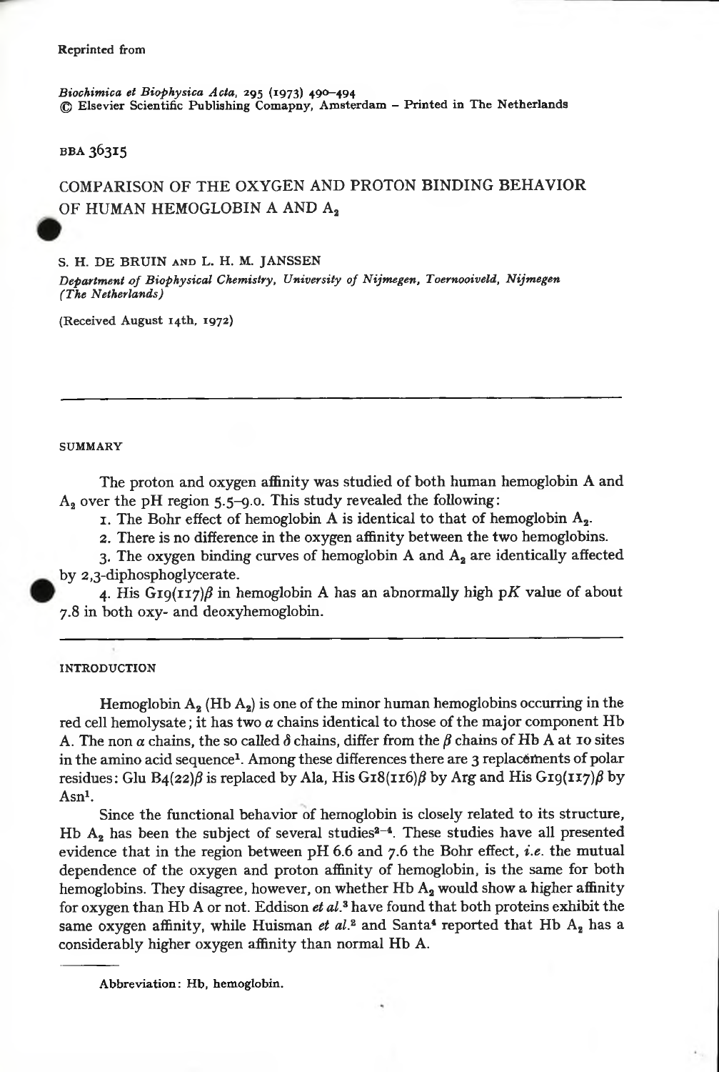Reprinted from

*Biochimica et Biophysica Acta*, 295 (1973) 490–494
© Elsevier Scientific Publishing Comapny, Amsterdam – Printed in The Netherlands

BBA 36315

# COMPARISON OF THE OXYGEN AND PROTON BINDING BEHAVIOR OF HUMAN HEMOGLOBIN A AND $A_2$

S. H. DE BRUIN AND L. H. M. JANSSEN

*Department of Biophysical Chemistry, University of Nijmegen, Toernooiveld, Nijmegen (The Netherlands)*

(Received August 14th, 1972)

---

## SUMMARY

The proton and oxygen affinity was studied of both human hemoglobin A and $A_2$ over the pH region 5.5–9.0. This study revealed the following:

1. The Bohr effect of hemoglobin A is identical to that of hemoglobin $A_2$.
2. There is no difference in the oxygen affinity between the two hemoglobins.
3. The oxygen binding curves of hemoglobin A and $A_2$ are identically affected by 2,3-diphosphoglycerate.
4. His G19(117)$\beta$ in hemoglobin A has an abnormally high p$K$ value of about 7.8 in both oxy- and deoxyhemoglobin.

---

## INTRODUCTION

Hemoglobin $A_2$ (Hb $A_2$) is one of the minor human hemoglobins occurring in the red cell hemolysate; it has two $\alpha$ chains identical to those of the major component Hb A. The non $\alpha$ chains, the so called $\delta$ chains, differ from the $\beta$ chains of Hb A at 10 sites in the amino acid sequence[1]. Among these differences there are 3 replacements of polar residues: Glu B4(22)$\beta$ is replaced by Ala, His G18(116)$\beta$ by Arg and His G19(117)$\beta$ by Asn[1].

Since the functional behavior of hemoglobin is closely related to its structure, Hb $A_2$ has been the subject of several studies[2–4]. These studies have all presented evidence that in the region between pH 6.6 and 7.6 the Bohr effect, *i.e.* the mutual dependence of the oxygen and proton affinity of hemoglobin, is the same for both hemoglobins. They disagree, however, on whether Hb $A_2$ would show a higher affinity for oxygen than Hb A or not. Eddison *et al.*[3] have found that both proteins exhibit the same oxygen affinity, while Huisman *et al.*[2] and Santa[4] reported that Hb $A_2$ has a considerably higher oxygen affinity than normal Hb A.

---

Abbreviation: Hb, hemoglobin.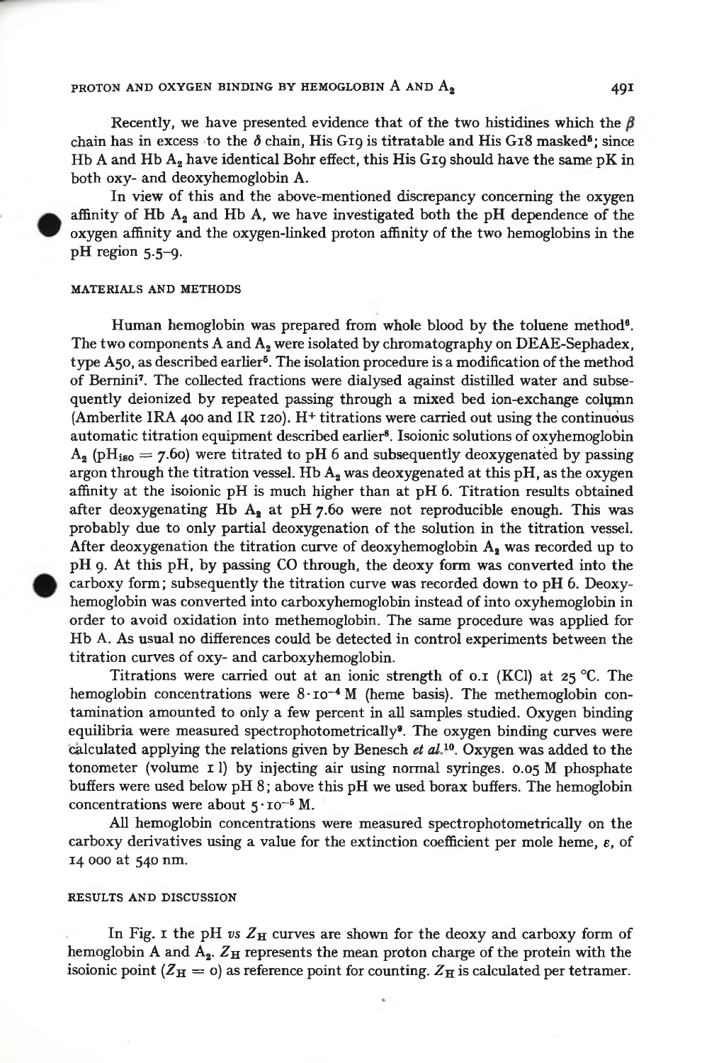Recently, we have presented evidence that of the two histidines which the $\beta$ chain has in excess to the $\delta$ chain, His G19 is titratable and His G18 masked[5]; since Hb A and Hb $A_2$ have identical Bohr effect, this His G19 should have the same pK in both oxy- and deoxyhemoglobin A.

In view of this and the above-mentioned discrepancy concerning the oxygen affinity of Hb $A_2$ and Hb A, we have investigated both the pH dependence of the oxygen affinity and the oxygen-linked proton affinity of the two hemoglobins in the pH region 5.5–9.

## MATERIALS AND METHODS

Human hemoglobin was prepared from whole blood by the toluene method[6]. The two components A and $A_2$ were isolated by chromatography on DEAE-Sephadex, type A50, as described earlier[5]. The isolation procedure is a modification of the method of Bernini[7]. The collected fractions were dialysed against distilled water and subsequently deionized by repeated passing through a mixed bed ion-exchange column (Amberlite IRA 400 and IR 120). $H^+$ titrations were carried out using the continuous automatic titration equipment described earlier[8]. Isoionic solutions of oxyhemoglobin $A_2$ ($pH_{iso} = 7.60$) were titrated to pH 6 and subsequently deoxygenated by passing argon through the titration vessel. Hb $A_2$ was deoxygenated at this pH, as the oxygen affinity at the isoionic pH is much higher than at pH 6. Titration results obtained after deoxygenating Hb $A_2$ at pH 7.60 were not reproducible enough. This was probably due to only partial deoxygenation of the solution in the titration vessel. After deoxygenation the titration curve of deoxyhemoglobin $A_2$ was recorded up to pH 9. At this pH, by passing CO through, the deoxy form was converted into the carboxy form; subsequently the titration curve was recorded down to pH 6. Deoxyhemoglobin was converted into carboxyhemoglobin instead of into oxyhemoglobin in order to avoid oxidation into methemoglobin. The same procedure was applied for Hb A. As usual no differences could be detected in control experiments between the titration curves of oxy- and carboxyhemoglobin.

Titrations were carried out at an ionic strength of 0.1 (KCl) at 25 °C. The hemoglobin concentrations were $8 \cdot 10^{-4}$ M (heme basis). The methemoglobin contamination amounted to only a few percent in all samples studied. Oxygen binding equilibria were measured spectrophotometrically[9]. The oxygen binding curves were calculated applying the relations given by Benesch *et al.*[10]. Oxygen was added to the tonometer (volume 1 l) by injecting air using normal syringes. 0.05 M phosphate buffers were used below pH 8; above this pH we used borax buffers. The hemoglobin concentrations were about $5 \cdot 10^{-5}$ M.

All hemoglobin concentrations were measured spectrophotometrically on the carboxy derivatives using a value for the extinction coefficient per mole heme, $\varepsilon$, of 14 000 at 540 nm.

## RESULTS AND DISCUSSION

In Fig. 1 the pH *vs* $Z_H$ curves are shown for the deoxy and carboxy form of hemoglobin A and $A_2$. $Z_H$ represents the mean proton charge of the protein with the isoionic point ($Z_H = 0$) as reference point for counting. $Z_H$ is calculated per tetramer.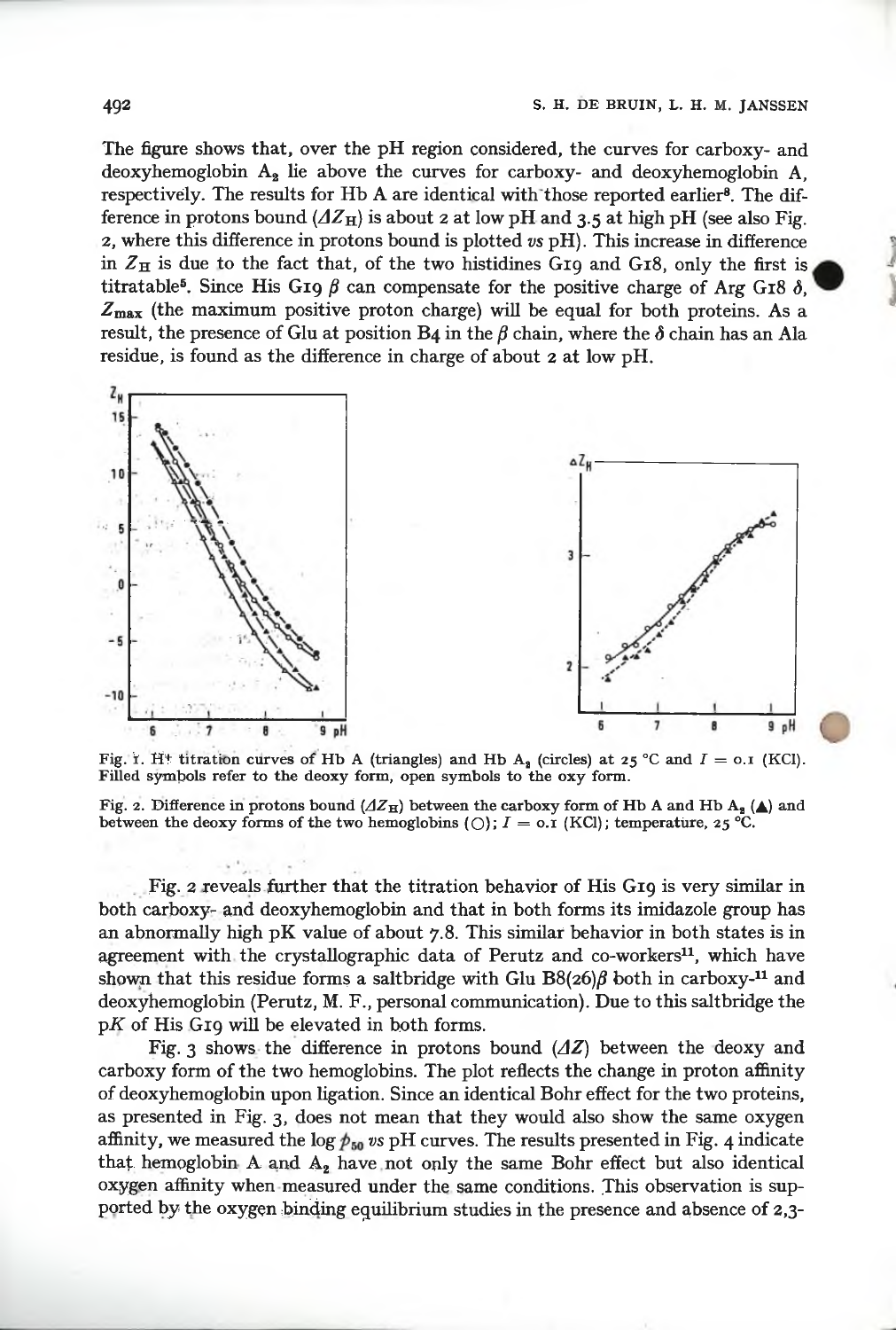The figure shows that, over the pH region considered, the curves for carboxy- and deoxyhemoglobin $A_2$ lie above the curves for carboxy- and deoxyhemoglobin A, respectively. The results for Hb A are identical with those reported earlier[8]. The difference in protons bound ($\Delta Z_H$) is about 2 at low pH and 3.5 at high pH (see also Fig. 2, where this difference in protons bound is plotted *vs* pH). This increase in difference in $Z_H$ is due to the fact that, of the two histidines G19 and G18, only the first is titratable[5]. Since His G19 $\beta$ can compensate for the positive charge of Arg G18 $\delta$, $Z_{max}$ (the maximum positive proton charge) will be equal for both proteins. As a result, the presence of Glu at position B4 in the $\beta$ chain, where the $\delta$ chain has an Ala residue, is found as the difference in charge of about 2 at low pH.

Fig. 1. $H^+$ titration curves of Hb A (triangles) and Hb $A_2$ (circles) at 25 °C and $I = 0.1$ (KCl). Filled symbols refer to the deoxy form, open symbols to the oxy form.

Fig. 2. Difference in protons bound ($\Delta Z_H$) between the carboxy form of Hb A and Hb $A_2$ (▲) and between the deoxy forms of the two hemoglobins (○); $I = 0.1$ (KCl); temperature, 25 °C.

Fig. 2 reveals further that the titration behavior of His G19 is very similar in both carboxy- and deoxyhemoglobin and that in both forms its imidazole group has an abnormally high pK value of about 7.8. This similar behavior in both states is in agreement with the crystallographic data of Perutz and co-workers[11], which have shown that this residue forms a saltbridge with Glu B8(26)$\beta$ both in carboxy-[11] and deoxyhemoglobin (Perutz, M. F., personal communication). Due to this saltbridge the p*K* of His G19 will be elevated in both forms.

Fig. 3 shows the difference in protons bound ($\Delta Z$) between the deoxy and carboxy form of the two hemoglobins. The plot reflects the change in proton affinity of deoxyhemoglobin upon ligation. Since an identical Bohr effect for the two proteins, as presented in Fig. 3, does not mean that they would also show the same oxygen affinity, we measured the log $p_{50}$ *vs* pH curves. The results presented in Fig. 4 indicate that hemoglobin A and $A_2$ have not only the same Bohr effect but also identical oxygen affinity when measured under the same conditions. This observation is supported by the oxygen binding equilibrium studies in the presence and absence of 2,3-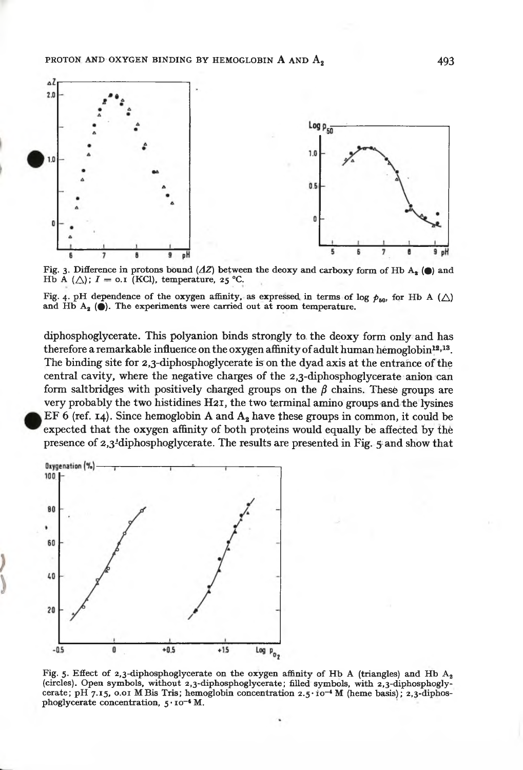Fig. 3. Difference in protons bound ($\Delta Z$) between the deoxy and carboxy form of Hb $A_2$ (●) and Hb A (△); $I = 0.1$ (KCl), temperature, 25 °C.

Fig. 4. pH dependence of the oxygen affinity, as expressed in terms of log $p_{50}$, for Hb A (△) and Hb $A_2$ (●). The experiments were carried out at room temperature.

diphosphoglycerate. This polyanion binds strongly to the deoxy form only and has therefore a remarkable influence on the oxygen affinity of adult human hemoglobin[12,13]. The binding site for 2,3-diphosphoglycerate is on the dyad axis at the entrance of the central cavity, where the negative charges of the 2,3-diphosphoglycerate anion can form saltbridges with positively charged groups on the $\beta$ chains. These groups are very probably the two histidines H21, the two terminal amino groups and the lysines EF 6 (ref. 14). Since hemoglobin A and $A_2$ have these groups in common, it could be expected that the oxygen affinity of both proteins would equally be affected by the presence of 2,3-diphosphoglycerate. The results are presented in Fig. 5 and show that

Fig. 5. Effect of 2,3-diphosphoglycerate on the oxygen affinity of Hb A (triangles) and Hb $A_2$ (circles). Open symbols, without 2,3-diphosphoglycerate; filled symbols, with 2,3-diphosphoglycerate; pH 7.15, 0.01 M Bis Tris; hemoglobin concentration $2.5 \cdot 10^{-4}$ M (heme basis); 2,3-diphosphoglycerate concentration, $5 \cdot 10^{-4}$ M.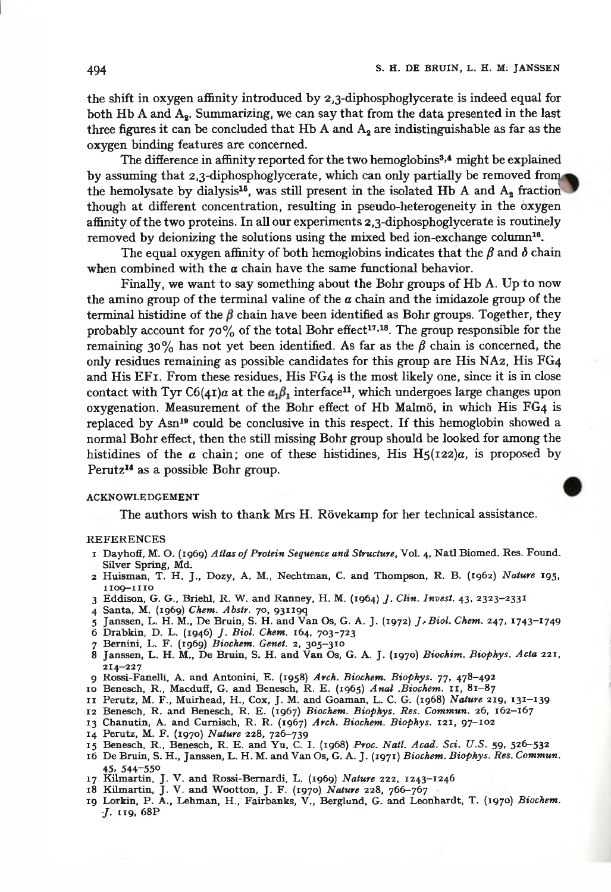the shift in oxygen affinity introduced by 2,3-diphosphoglycerate is indeed equal for both Hb A and $A_2$. Summarizing, we can say that from the data presented in the last three figures it can be concluded that Hb A and $A_2$ are indistinguishable as far as the oxygen binding features are concerned.

The difference in affinity reported for the two hemoglobins[3,4] might be explained by assuming that 2,3-diphosphoglycerate, which can only partially be removed from the hemolysate by dialysis[15], was still present in the isolated Hb A and $A_2$ fraction though at different concentration, resulting in pseudo-heterogeneity in the oxygen affinity of the two proteins. In all our experiments 2,3-diphosphoglycerate is routinely removed by deionizing the solutions using the mixed bed ion-exchange column[16].

The equal oxygen affinity of both hemoglobins indicates that the $\beta$ and $\delta$ chain when combined with the $\alpha$ chain have the same functional behavior.

Finally, we want to say something about the Bohr groups of Hb A. Up to now the amino group of the terminal valine of the $\alpha$ chain and the imidazole group of the terminal histidine of the $\beta$ chain have been identified as Bohr groups. Together, they probably account for 70% of the total Bohr effect[17,18]. The group responsible for the remaining 30% has not yet been identified. As far as the $\beta$ chain is concerned, the only residues remaining as possible candidates for this group are His NA2, His FG4 and His EF1. From these residues, His FG4 is the most likely one, since it is in close contact with Tyr C6(41)$\alpha$ at the $\alpha_1\beta_1$ interface[11], which undergoes large changes upon oxygenation. Measurement of the Bohr effect of Hb Malmö, in which His FG4 is replaced by Asn[19] could be conclusive in this respect. If this hemoglobin showed a normal Bohr effect, then the still missing Bohr group should be looked for among the histidines of the $\alpha$ chain; one of these histidines, His H5(122)$\alpha$, is proposed by Perutz[14] as a possible Bohr group.

## ACKNOWLEDGEMENT

The authors wish to thank Mrs H. Rövekamp for her technical assistance.

## REFERENCES

1. Dayhoff, M. O. (1969) *Atlas of Protein Sequence and Structure*, Vol. 4, Natl Biomed. Res. Found. Silver Spring, Md.
2. Huisman, T. H. J., Dozy, A. M., Nechtman, C. and Thompson, R. B. (1962) *Nature* 195, 1109–1110
3. Eddison, G. G., Briehl, R. W. and Ranney, H. M. (1964) *J. Clin. Invest.* 43, 2323–2331
4. Santa, M. (1969) *Chem. Abstr.* 70, 93119q
5. Janssen, L. H. M., De Bruin, S. H. and Van Os, G. A. J. (1972) *J. Biol. Chem.* 247, 1743–1749
6. Drabkin, D. L. (1946) *J. Biol. Chem.* 164, 703–723
7. Bernini, L. F. (1969) *Biochem. Genet.* 2, 305–310
8. Janssen, L. H. M., De Bruin, S. H. and Van Os, G. A. J. (1970) *Biochim. Biophys. Acta* 221, 214–227
9. Rossi-Fanelli, A. and Antonini, E. (1958) *Arch. Biochem. Biophys.* 77, 478–492
10. Benesch, R., Macduff, G. and Benesch, R. E. (1965) *Anal. Biochem.* 11, 81–87
11. Perutz, M. F., Muirhead, H., Cox, J. M. and Goaman, L. C. G. (1968) *Nature* 219, 131–139
12. Benesch, R. and Benesch, R. E. (1967) *Biochem. Biophys. Res. Commun.* 26, 162–167
13. Chanutin, A. and Curnisch, R. R. (1967) *Arch. Biochem. Biophys.* 121, 97–102
14. Perutz, M. F. (1970) *Nature* 228, 726–739
15. Benesch, R., Benesch, R. E. and Yu, C. I. (1968) *Proc. Natl. Acad. Sci. U.S.* 59, 526–532
16. De Bruin, S. H., Janssen, L. H. M. and Van Os, G. A. J. (1971) *Biochem. Biophys. Res. Commun.* 45, 544–550
17. Kilmartin, J. V. and Rossi-Bernardi, L. (1969) *Nature* 222, 1243–1246
18. Kilmartin, J. V. and Wootton, J. F. (1970) *Nature* 228, 766–767
19. Lorkin, P. A., Lehman, H., Fairbanks, V., Berglund, G. and Leonhardt, T. (1970) *Biochem. J.* 119, 68P